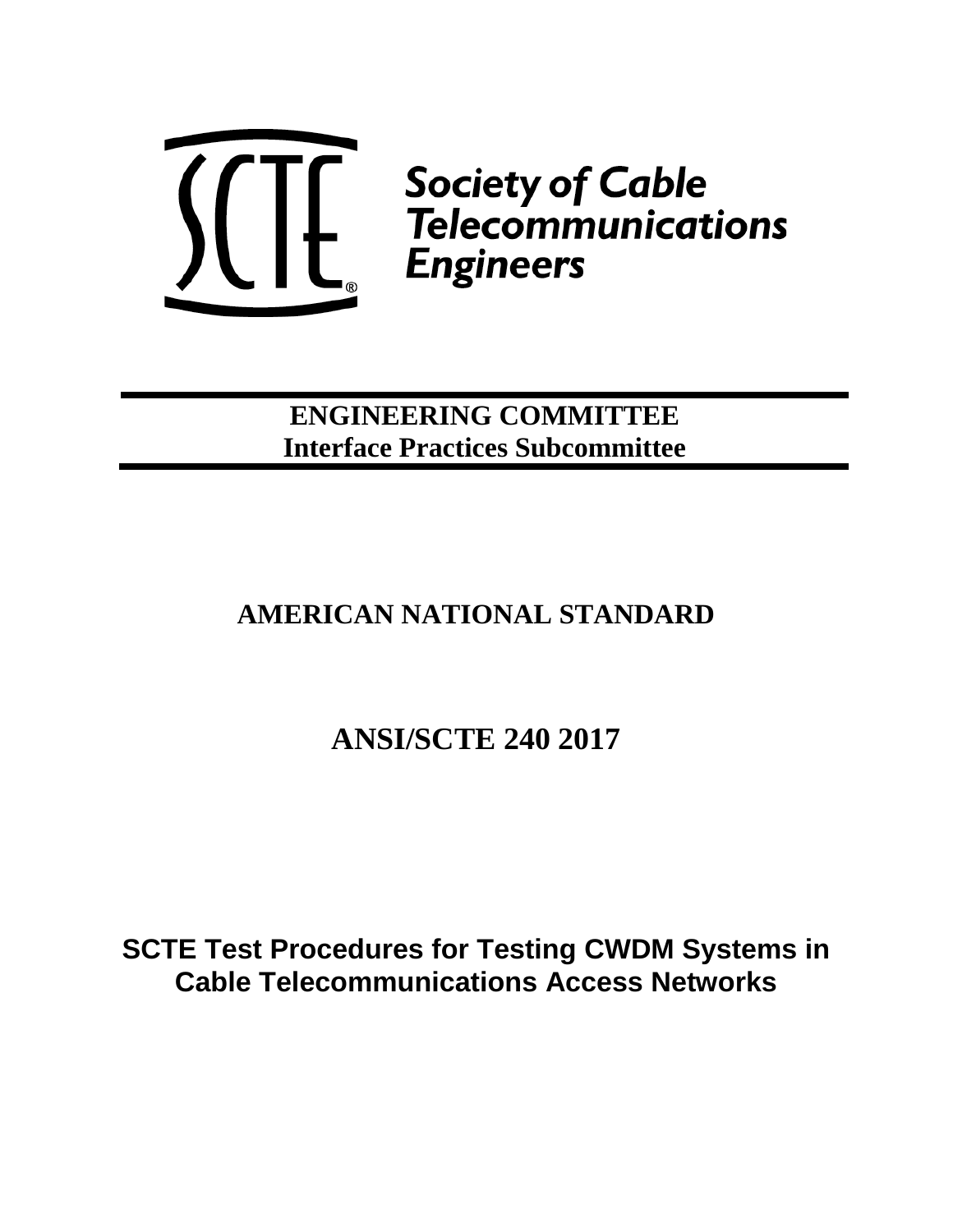Society of Cable Telecommunications Engineers

**ENGINEERING COMMITTEE**
**Interface Practices Subcommittee**

# AMERICAN NATIONAL STANDARD

# ANSI/SCTE 240 2017

# SCTE Test Procedures for Testing CWDM Systems in Cable Telecommunications Access Networks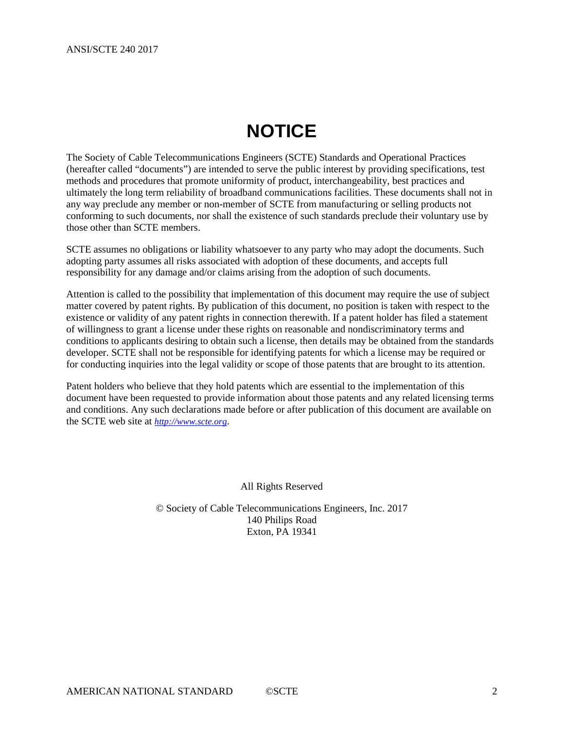# NOTICE

The Society of Cable Telecommunications Engineers (SCTE) Standards and Operational Practices (hereafter called "documents") are intended to serve the public interest by providing specifications, test methods and procedures that promote uniformity of product, interchangeability, best practices and ultimately the long term reliability of broadband communications facilities. These documents shall not in any way preclude any member or non-member of SCTE from manufacturing or selling products not conforming to such documents, nor shall the existence of such standards preclude their voluntary use by those other than SCTE members.

SCTE assumes no obligations or liability whatsoever to any party who may adopt the documents. Such adopting party assumes all risks associated with adoption of these documents, and accepts full responsibility for any damage and/or claims arising from the adoption of such documents.

Attention is called to the possibility that implementation of this document may require the use of subject matter covered by patent rights. By publication of this document, no position is taken with respect to the existence or validity of any patent rights in connection therewith. If a patent holder has filed a statement of willingness to grant a license under these rights on reasonable and nondiscriminatory terms and conditions to applicants desiring to obtain such a license, then details may be obtained from the standards developer. SCTE shall not be responsible for identifying patents for which a license may be required or for conducting inquiries into the legal validity or scope of those patents that are brought to its attention.

Patent holders who believe that they hold patents which are essential to the implementation of this document have been requested to provide information about those patents and any related licensing terms and conditions. Any such declarations made before or after publication of this document are available on the SCTE web site at *http://www.scte.org*.

All Rights Reserved

© Society of Cable Telecommunications Engineers, Inc. 2017
140 Philips Road
Exton, PA 19341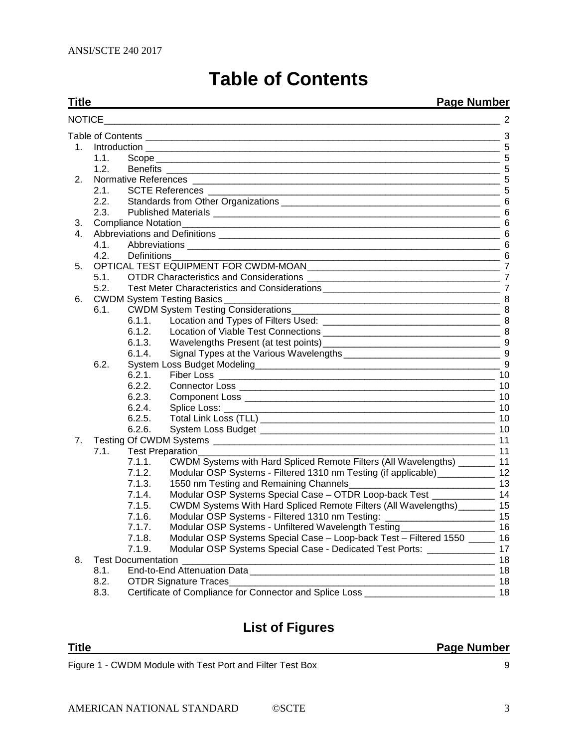# Table of Contents

| Title | Page Number |
|---|---|
| NOTICE | 2 |
| Table of Contents | 3 |
| 1. Introduction | 5 |
| 1.1. Scope | 5 |
| 1.2. Benefits | 5 |
| 2. Normative References | 5 |
| 2.1. SCTE References | 5 |
| 2.2. Standards from Other Organizations | 6 |
| 2.3. Published Materials | 6 |
| 3. Compliance Notation | 6 |
| 4. Abbreviations and Definitions | 6 |
| 4.1. Abbreviations | 6 |
| 4.2. Definitions | 6 |
| 5. OPTICAL TEST EQUIPMENT FOR CWDM-MOAN | 7 |
| 5.1. OTDR Characteristics and Considerations | 7 |
| 5.2. Test Meter Characteristics and Considerations | 7 |
| 6. CWDM System Testing Basics | 8 |
| 6.1. CWDM System Testing Considerations | 8 |
| 6.1.1. Location and Types of Filters Used: | 8 |
| 6.1.2. Location of Viable Test Connections | 8 |
| 6.1.3. Wavelengths Present (at test points) | 9 |
| 6.1.4. Signal Types at the Various Wavelengths | 9 |
| 6.2. System Loss Budget Modeling | 9 |
| 6.2.1. Fiber Loss | 10 |
| 6.2.2. Connector Loss | 10 |
| 6.2.3. Component Loss | 10 |
| 6.2.4. Splice Loss: | 10 |
| 6.2.5. Total Link Loss (TLL) | 10 |
| 6.2.6. System Loss Budget | 10 |
| 7. Testing Of CWDM Systems | 11 |
| 7.1. Test Preparation | 11 |
| 7.1.1. CWDM Systems with Hard Spliced Remote Filters (All Wavelengths) | 11 |
| 7.1.2. Modular OSP Systems - Filtered 1310 nm Testing (if applicable) | 12 |
| 7.1.3. 1550 nm Testing and Remaining Channels | 13 |
| 7.1.4. Modular OSP Systems Special Case – OTDR Loop-back Test | 14 |
| 7.1.5. CWDM Systems With Hard Spliced Remote Filters (All Wavelengths) | 15 |
| 7.1.6. Modular OSP Systems - Filtered 1310 nm Testing: | 15 |
| 7.1.7. Modular OSP Systems - Unfiltered Wavelength Testing | 16 |
| 7.1.8. Modular OSP Systems Special Case – Loop-back Test – Filtered 1550 | 16 |
| 7.1.9. Modular OSP Systems Special Case - Dedicated Test Ports: | 17 |
| 8. Test Documentation | 18 |
| 8.1. End-to-End Attenuation Data | 18 |
| 8.2. OTDR Signature Traces | 18 |
| 8.3. Certificate of Compliance for Connector and Splice Loss | 18 |

## List of Figures

| Title | Page Number |
|---|---|
| Figure 1 - CWDM Module with Test Port and Filter Test Box | 9 |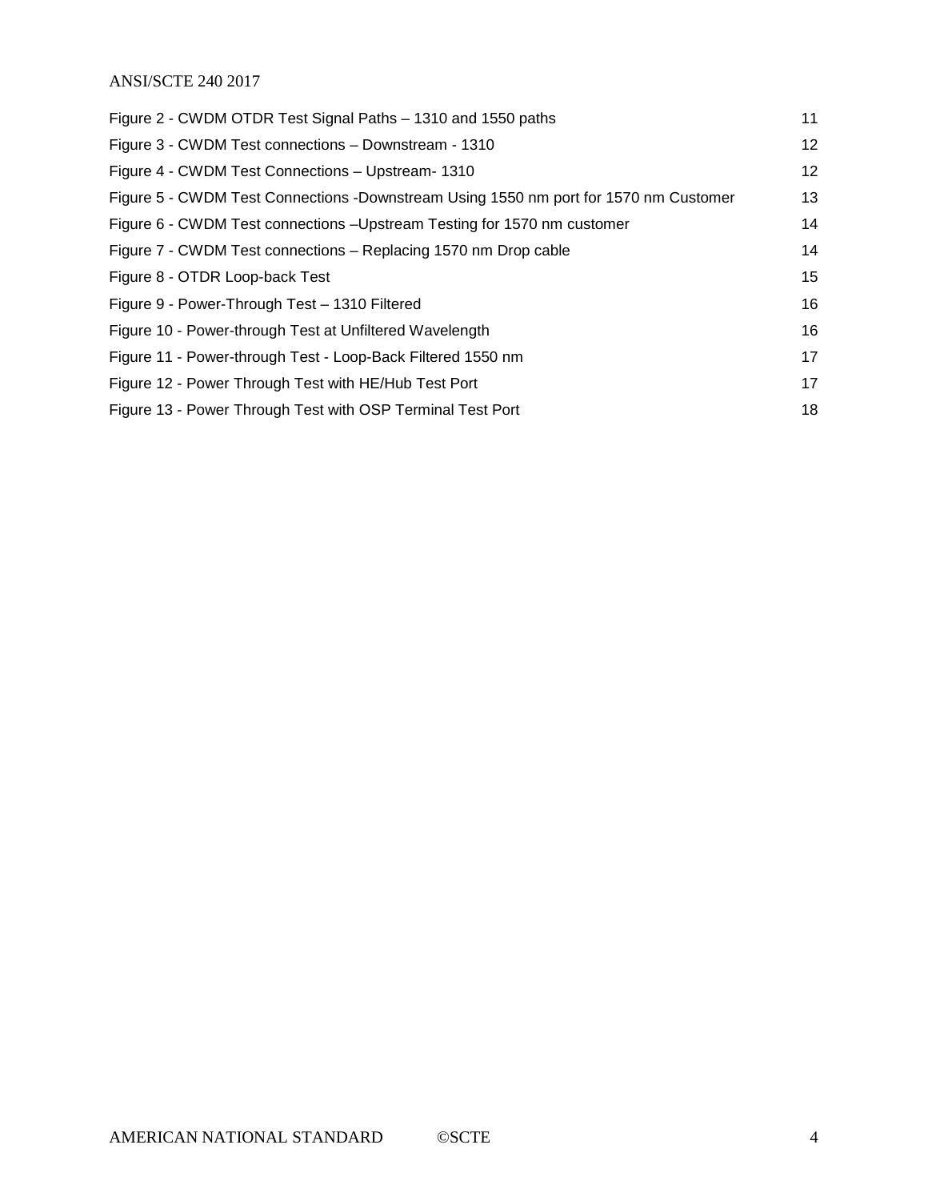Figure 2 - CWDM OTDR Test Signal Paths – 1310 and 1550 paths 11

Figure 3 - CWDM Test connections – Downstream - 1310 12

Figure 4 - CWDM Test Connections – Upstream- 1310 12

Figure 5 - CWDM Test Connections -Downstream Using 1550 nm port for 1570 nm Customer 13

Figure 6 - CWDM Test connections –Upstream Testing for 1570 nm customer 14

Figure 7 - CWDM Test connections – Replacing 1570 nm Drop cable 14

Figure 8 - OTDR Loop-back Test 15

Figure 9 - Power-Through Test – 1310 Filtered 16

Figure 10 - Power-through Test at Unfiltered Wavelength 16

Figure 11 - Power-through Test - Loop-Back Filtered 1550 nm 17

Figure 12 - Power Through Test with HE/Hub Test Port 17

Figure 13 - Power Through Test with OSP Terminal Test Port 18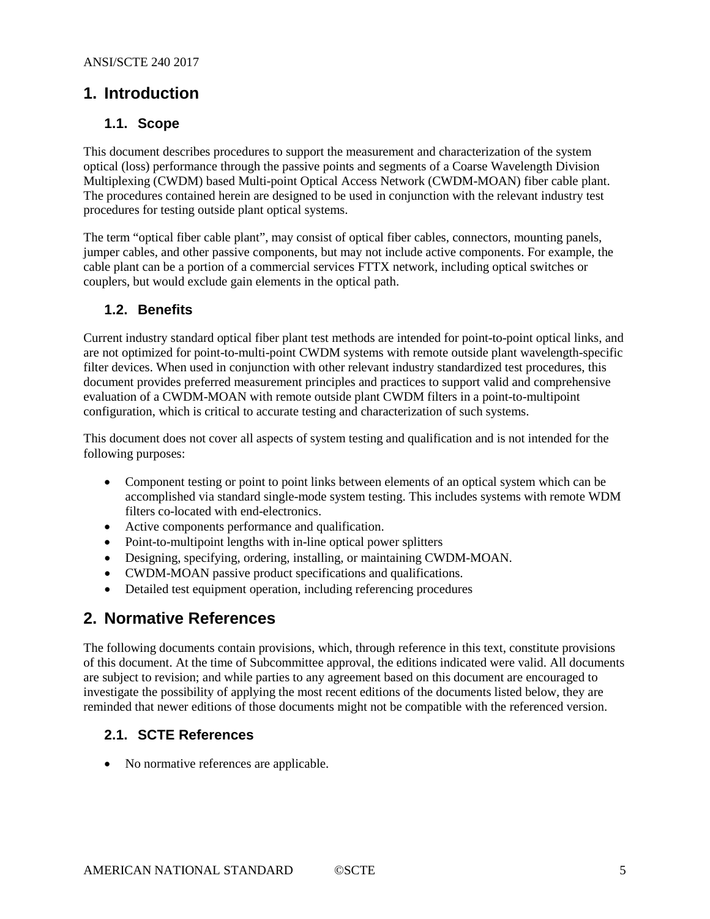# 1. Introduction

## 1.1. Scope

This document describes procedures to support the measurement and characterization of the system optical (loss) performance through the passive points and segments of a Coarse Wavelength Division Multiplexing (CWDM) based Multi-point Optical Access Network (CWDM-MOAN) fiber cable plant. The procedures contained herein are designed to be used in conjunction with the relevant industry test procedures for testing outside plant optical systems.

The term "optical fiber cable plant", may consist of optical fiber cables, connectors, mounting panels, jumper cables, and other passive components, but may not include active components. For example, the cable plant can be a portion of a commercial services FTTX network, including optical switches or couplers, but would exclude gain elements in the optical path.

## 1.2. Benefits

Current industry standard optical fiber plant test methods are intended for point-to-point optical links, and are not optimized for point-to-multi-point CWDM systems with remote outside plant wavelength-specific filter devices. When used in conjunction with other relevant industry standardized test procedures, this document provides preferred measurement principles and practices to support valid and comprehensive evaluation of a CWDM-MOAN with remote outside plant CWDM filters in a point-to-multipoint configuration, which is critical to accurate testing and characterization of such systems.

This document does not cover all aspects of system testing and qualification and is not intended for the following purposes:

- Component testing or point to point links between elements of an optical system which can be accomplished via standard single-mode system testing. This includes systems with remote WDM filters co-located with end-electronics.
- Active components performance and qualification.
- Point-to-multipoint lengths with in-line optical power splitters
- Designing, specifying, ordering, installing, or maintaining CWDM-MOAN.
- CWDM-MOAN passive product specifications and qualifications.
- Detailed test equipment operation, including referencing procedures

# 2. Normative References

The following documents contain provisions, which, through reference in this text, constitute provisions of this document. At the time of Subcommittee approval, the editions indicated were valid. All documents are subject to revision; and while parties to any agreement based on this document are encouraged to investigate the possibility of applying the most recent editions of the documents listed below, they are reminded that newer editions of those documents might not be compatible with the referenced version.

## 2.1. SCTE References

- No normative references are applicable.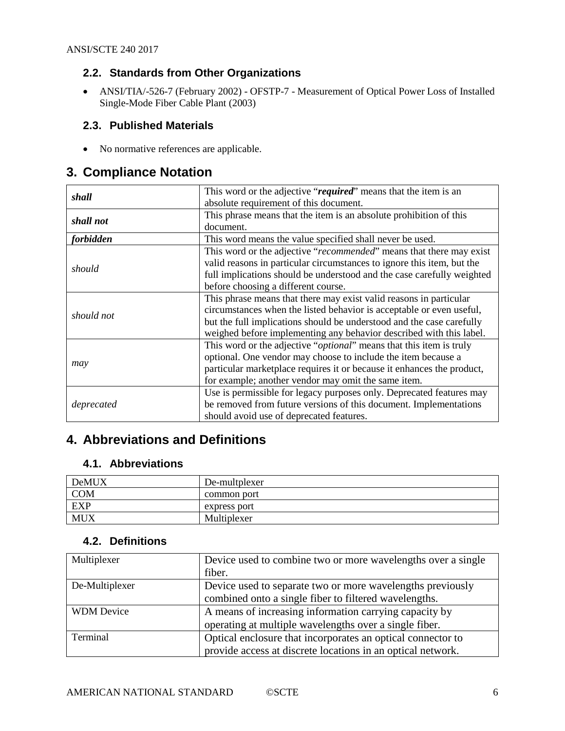### 2.2. Standards from Other Organizations

- ANSI/TIA/-526-7 (February 2002) - OFSTP-7 - Measurement of Optical Power Loss of Installed Single-Mode Fiber Cable Plant (2003)

### 2.3. Published Materials

- No normative references are applicable.

## 3. Compliance Notation

| | |
|---|---|
| ***shall*** | This word or the adjective "***required***" means that the item is an absolute requirement of this document. |
| ***shall not*** | This phrase means that the item is an absolute prohibition of this document. |
| ***forbidden*** | This word means the value specified shall never be used. |
| *should* | This word or the adjective "*recommended*" means that there may exist valid reasons in particular circumstances to ignore this item, but the full implications should be understood and the case carefully weighted before choosing a different course. |
| *should not* | This phrase means that there may exist valid reasons in particular circumstances when the listed behavior is acceptable or even useful, but the full implications should be understood and the case carefully weighed before implementing any behavior described with this label. |
| *may* | This word or the adjective "*optional*" means that this item is truly optional. One vendor may choose to include the item because a particular marketplace requires it or because it enhances the product, for example; another vendor may omit the same item. |
| *deprecated* | Use is permissible for legacy purposes only. Deprecated features may be removed from future versions of this document. Implementations should avoid use of deprecated features. |

## 4. Abbreviations and Definitions

### 4.1. Abbreviations

| | |
|---|---|
| DeMUX | De-multplexer |
| COM | common port |
| EXP | express port |
| MUX | Multiplexer |

### 4.2. Definitions

| | |
|---|---|
| Multiplexer | Device used to combine two or more wavelengths over a single fiber. |
| De-Multiplexer | Device used to separate two or more wavelengths previously combined onto a single fiber to filtered wavelengths. |
| WDM Device | A means of increasing information carrying capacity by operating at multiple wavelengths over a single fiber. |
| Terminal | Optical enclosure that incorporates an optical connector to provide access at discrete locations in an optical network. |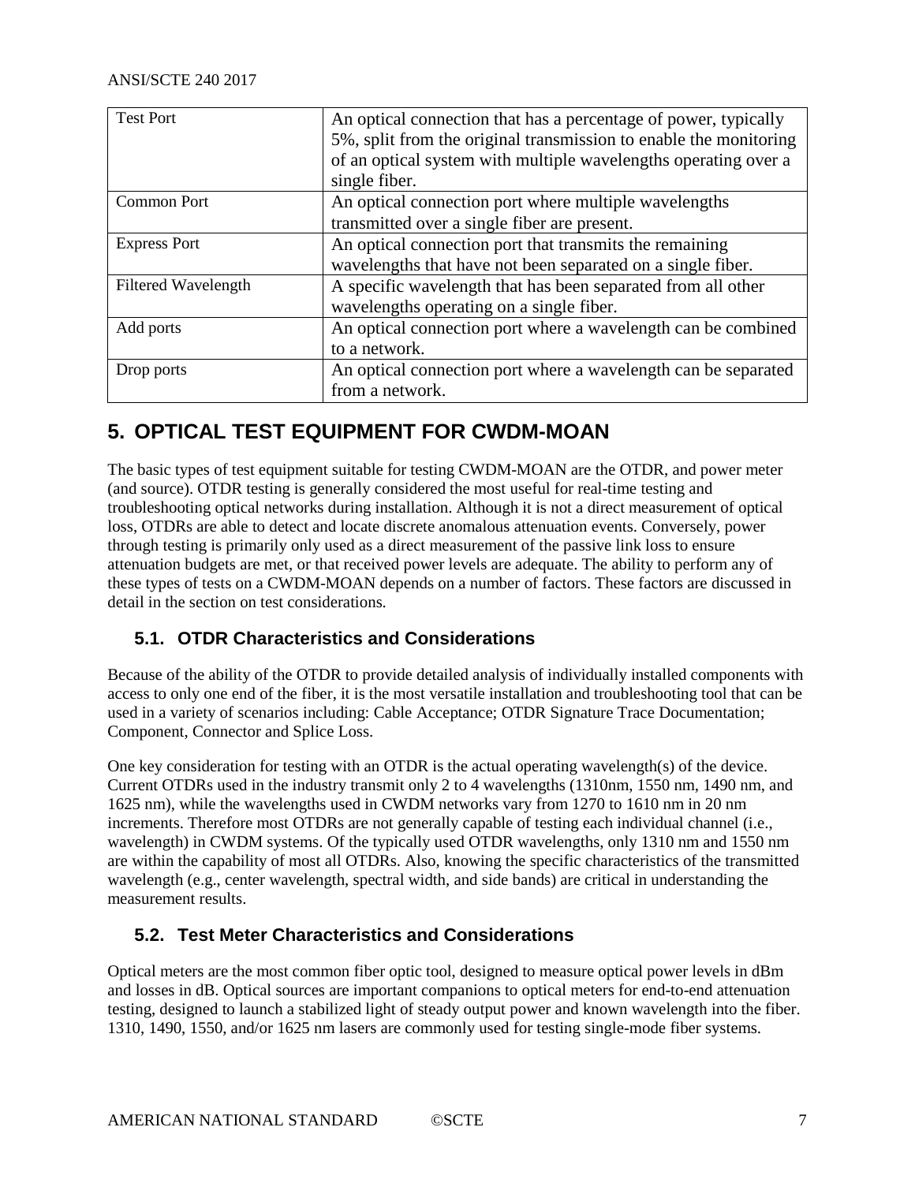| Test Port | An optical connection that has a percentage of power, typically 5%, split from the original transmission to enable the monitoring of an optical system with multiple wavelengths operating over a single fiber. |
|---|---|
| Common Port | An optical connection port where multiple wavelengths transmitted over a single fiber are present. |
| Express Port | An optical connection port that transmits the remaining wavelengths that have not been separated on a single fiber. |
| Filtered Wavelength | A specific wavelength that has been separated from all other wavelengths operating on a single fiber. |
| Add ports | An optical connection port where a wavelength can be combined to a network. |
| Drop ports | An optical connection port where a wavelength can be separated from a network. |

# 5. OPTICAL TEST EQUIPMENT FOR CWDM-MOAN

The basic types of test equipment suitable for testing CWDM-MOAN are the OTDR, and power meter (and source). OTDR testing is generally considered the most useful for real-time testing and troubleshooting optical networks during installation. Although it is not a direct measurement of optical loss, OTDRs are able to detect and locate discrete anomalous attenuation events. Conversely, power through testing is primarily only used as a direct measurement of the passive link loss to ensure attenuation budgets are met, or that received power levels are adequate. The ability to perform any of these types of tests on a CWDM-MOAN depends on a number of factors. These factors are discussed in detail in the section on test considerations.

## 5.1. OTDR Characteristics and Considerations

Because of the ability of the OTDR to provide detailed analysis of individually installed components with access to only one end of the fiber, it is the most versatile installation and troubleshooting tool that can be used in a variety of scenarios including: Cable Acceptance; OTDR Signature Trace Documentation; Component, Connector and Splice Loss.

One key consideration for testing with an OTDR is the actual operating wavelength(s) of the device. Current OTDRs used in the industry transmit only 2 to 4 wavelengths (1310nm, 1550 nm, 1490 nm, and 1625 nm), while the wavelengths used in CWDM networks vary from 1270 to 1610 nm in 20 nm increments. Therefore most OTDRs are not generally capable of testing each individual channel (i.e., wavelength) in CWDM systems. Of the typically used OTDR wavelengths, only 1310 nm and 1550 nm are within the capability of most all OTDRs. Also, knowing the specific characteristics of the transmitted wavelength (e.g., center wavelength, spectral width, and side bands) are critical in understanding the measurement results.

## 5.2. Test Meter Characteristics and Considerations

Optical meters are the most common fiber optic tool, designed to measure optical power levels in dBm and losses in dB. Optical sources are important companions to optical meters for end-to-end attenuation testing, designed to launch a stabilized light of steady output power and known wavelength into the fiber. 1310, 1490, 1550, and/or 1625 nm lasers are commonly used for testing single-mode fiber systems.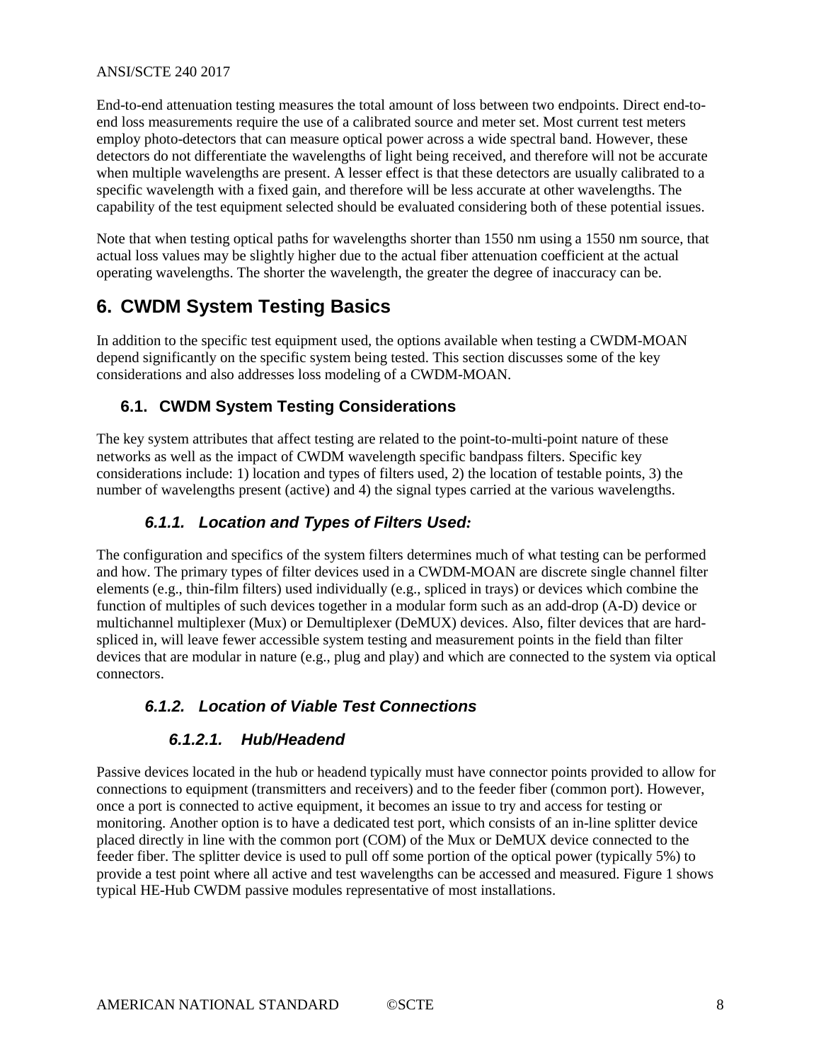End-to-end attenuation testing measures the total amount of loss between two endpoints. Direct end-to-end loss measurements require the use of a calibrated source and meter set. Most current test meters employ photo-detectors that can measure optical power across a wide spectral band. However, these detectors do not differentiate the wavelengths of light being received, and therefore will not be accurate when multiple wavelengths are present. A lesser effect is that these detectors are usually calibrated to a specific wavelength with a fixed gain, and therefore will be less accurate at other wavelengths. The capability of the test equipment selected should be evaluated considering both of these potential issues.

Note that when testing optical paths for wavelengths shorter than 1550 nm using a 1550 nm source, that actual loss values may be slightly higher due to the actual fiber attenuation coefficient at the actual operating wavelengths. The shorter the wavelength, the greater the degree of inaccuracy can be.

# 6. CWDM System Testing Basics

In addition to the specific test equipment used, the options available when testing a CWDM-MOAN depend significantly on the specific system being tested. This section discusses some of the key considerations and also addresses loss modeling of a CWDM-MOAN.

## 6.1. CWDM System Testing Considerations

The key system attributes that affect testing are related to the point-to-multi-point nature of these networks as well as the impact of CWDM wavelength specific bandpass filters. Specific key considerations include: 1) location and types of filters used, 2) the location of testable points, 3) the number of wavelengths present (active) and 4) the signal types carried at the various wavelengths.

### *6.1.1. Location and Types of Filters Used:*

The configuration and specifics of the system filters determines much of what testing can be performed and how. The primary types of filter devices used in a CWDM-MOAN are discrete single channel filter elements (e.g., thin-film filters) used individually (e.g., spliced in trays) or devices which combine the function of multiples of such devices together in a modular form such as an add-drop (A-D) device or multichannel multiplexer (Mux) or Demultiplexer (DeMUX) devices. Also, filter devices that are hard-spliced in, will leave fewer accessible system testing and measurement points in the field than filter devices that are modular in nature (e.g., plug and play) and which are connected to the system via optical connectors.

### *6.1.2. Location of Viable Test Connections*

#### *6.1.2.1. Hub/Headend*

Passive devices located in the hub or headend typically must have connector points provided to allow for connections to equipment (transmitters and receivers) and to the feeder fiber (common port). However, once a port is connected to active equipment, it becomes an issue to try and access for testing or monitoring. Another option is to have a dedicated test port, which consists of an in-line splitter device placed directly in line with the common port (COM) of the Mux or DeMUX device connected to the feeder fiber. The splitter device is used to pull off some portion of the optical power (typically 5%) to provide a test point where all active and test wavelengths can be accessed and measured. Figure 1 shows typical HE-Hub CWDM passive modules representative of most installations.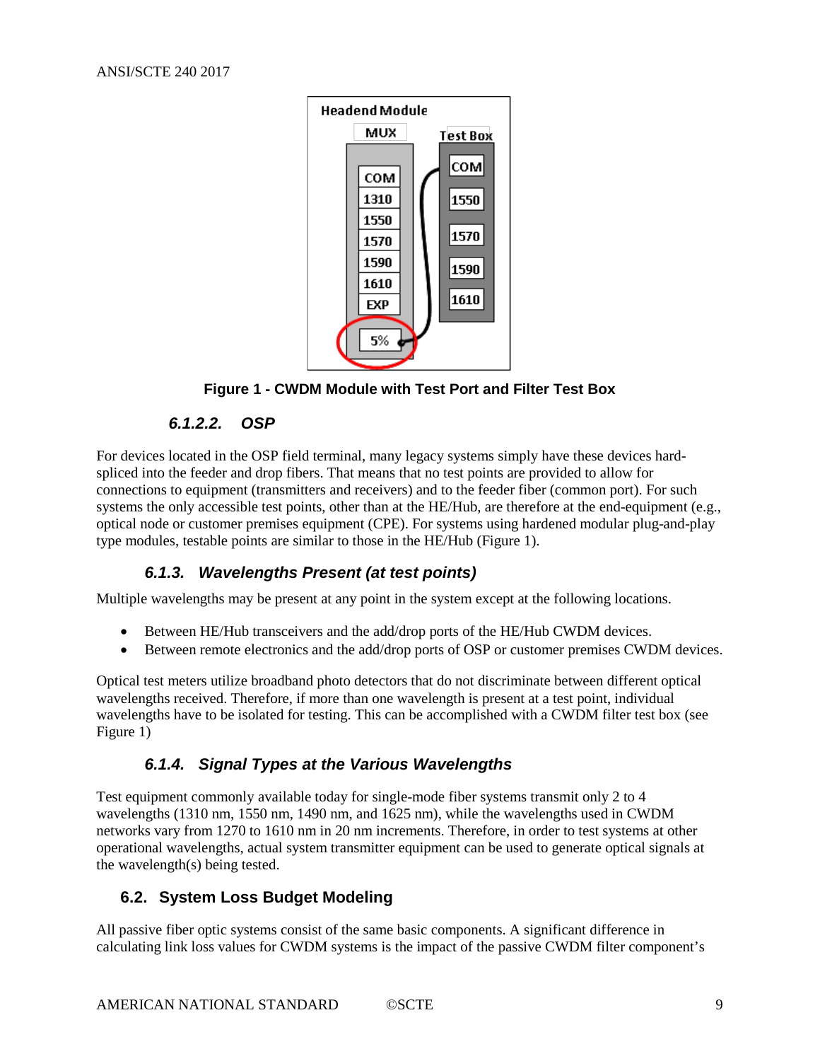**Figure 1 - CWDM Module with Test Port and Filter Test Box**

#### 6.1.2.2. OSP

For devices located in the OSP field terminal, many legacy systems simply have these devices hard-spliced into the feeder and drop fibers. That means that no test points are provided to allow for connections to equipment (transmitters and receivers) and to the feeder fiber (common port). For such systems the only accessible test points, other than at the HE/Hub, are therefore at the end-equipment (e.g., optical node or customer premises equipment (CPE). For systems using hardened modular plug-and-play type modules, testable points are similar to those in the HE/Hub (Figure 1).

### 6.1.3. Wavelengths Present (at test points)

Multiple wavelengths may be present at any point in the system except at the following locations.

- Between HE/Hub transceivers and the add/drop ports of the HE/Hub CWDM devices.
- Between remote electronics and the add/drop ports of OSP or customer premises CWDM devices.

Optical test meters utilize broadband photo detectors that do not discriminate between different optical wavelengths received. Therefore, if more than one wavelength is present at a test point, individual wavelengths have to be isolated for testing. This can be accomplished with a CWDM filter test box (see Figure 1)

### 6.1.4. Signal Types at the Various Wavelengths

Test equipment commonly available today for single-mode fiber systems transmit only 2 to 4 wavelengths (1310 nm, 1550 nm, 1490 nm, and 1625 nm), while the wavelengths used in CWDM networks vary from 1270 to 1610 nm in 20 nm increments. Therefore, in order to test systems at other operational wavelengths, actual system transmitter equipment can be used to generate optical signals at the wavelength(s) being tested.

## 6.2. System Loss Budget Modeling

All passive fiber optic systems consist of the same basic components. A significant difference in calculating link loss values for CWDM systems is the impact of the passive CWDM filter component's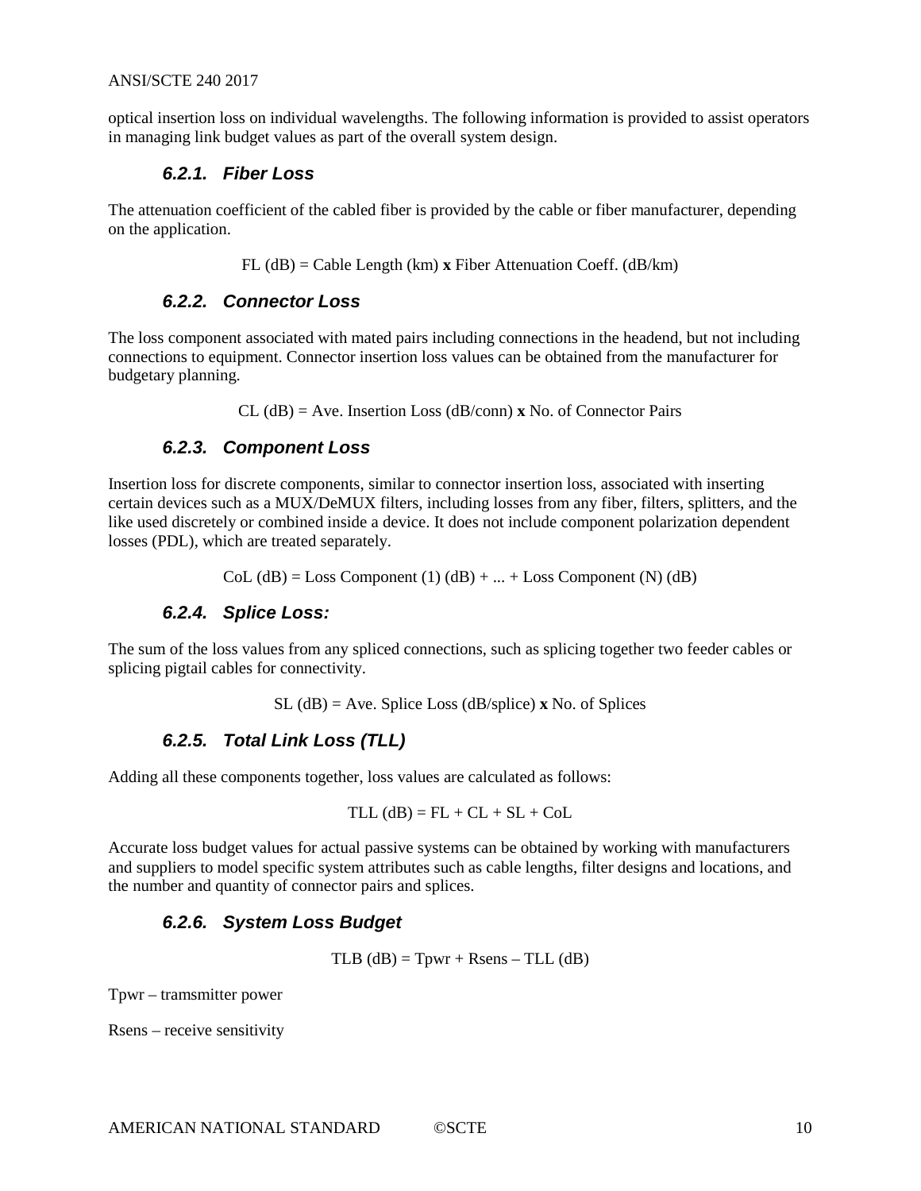optical insertion loss on individual wavelengths. The following information is provided to assist operators in managing link budget values as part of the overall system design.

### 6.2.1. Fiber Loss

The attenuation coefficient of the cabled fiber is provided by the cable or fiber manufacturer, depending on the application.

FL (dB) = Cable Length (km) **x** Fiber Attenuation Coeff. (dB/km)

### 6.2.2. Connector Loss

The loss component associated with mated pairs including connections in the headend, but not including connections to equipment. Connector insertion loss values can be obtained from the manufacturer for budgetary planning.

CL (dB) = Ave. Insertion Loss (dB/conn) **x** No. of Connector Pairs

### 6.2.3. Component Loss

Insertion loss for discrete components, similar to connector insertion loss, associated with inserting certain devices such as a MUX/DeMUX filters, including losses from any fiber, filters, splitters, and the like used discretely or combined inside a device. It does not include component polarization dependent losses (PDL), which are treated separately.

CoL (dB) = Loss Component (1) (dB) + ... + Loss Component (N) (dB)

### 6.2.4. Splice Loss:

The sum of the loss values from any spliced connections, such as splicing together two feeder cables or splicing pigtail cables for connectivity.

SL (dB) = Ave. Splice Loss (dB/splice) **x** No. of Splices

### 6.2.5. Total Link Loss (TLL)

Adding all these components together, loss values are calculated as follows:

TLL (dB) = FL + CL + SL + CoL

Accurate loss budget values for actual passive systems can be obtained by working with manufacturers and suppliers to model specific system attributes such as cable lengths, filter designs and locations, and the number and quantity of connector pairs and splices.

### 6.2.6. System Loss Budget

TLB (dB) = Tpwr + Rsens – TLL (dB)

Tpwr – tramsmitter power

Rsens – receive sensitivity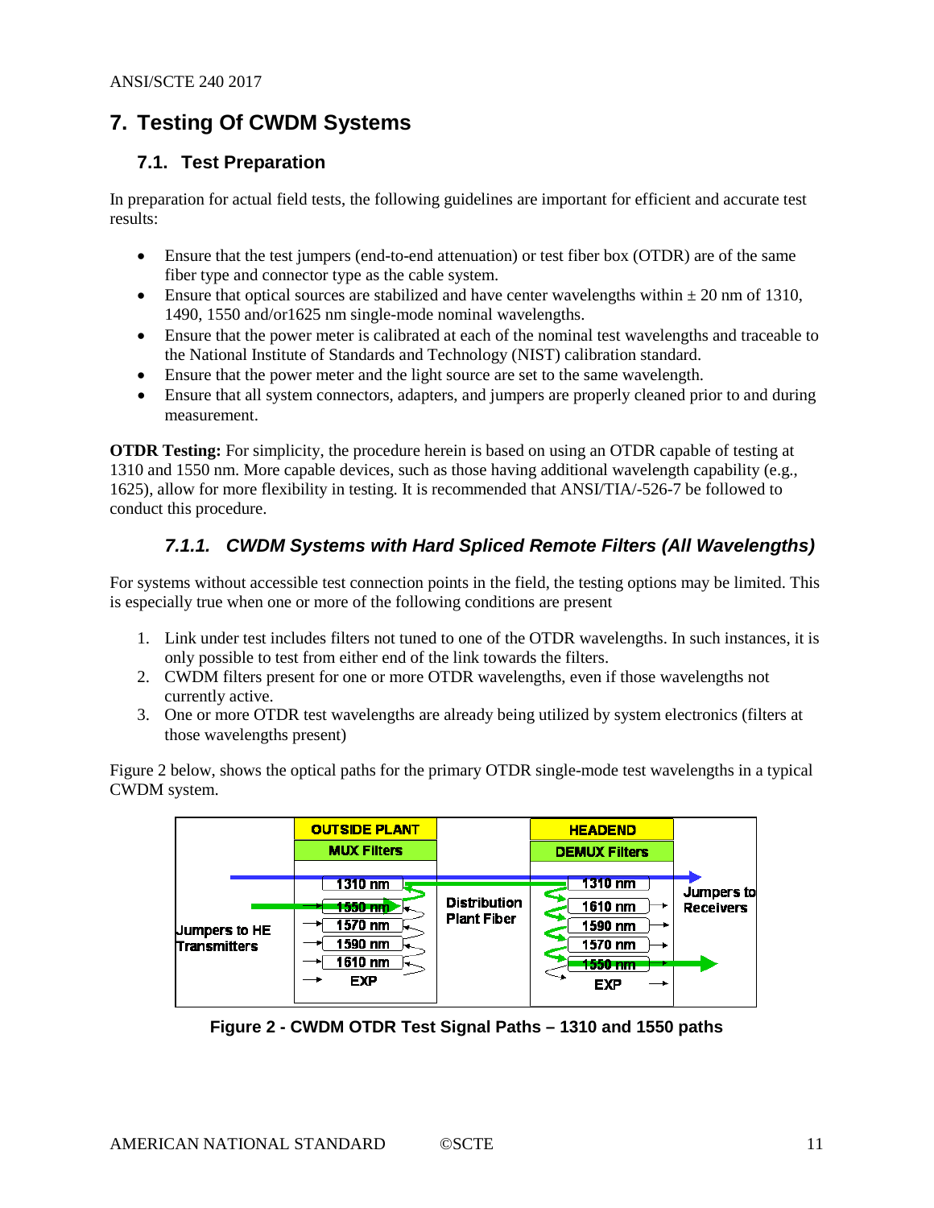# 7. Testing Of CWDM Systems

## 7.1. Test Preparation

In preparation for actual field tests, the following guidelines are important for efficient and accurate test results:

- Ensure that the test jumpers (end-to-end attenuation) or test fiber box (OTDR) are of the same fiber type and connector type as the cable system.
- Ensure that optical sources are stabilized and have center wavelengths within ± 20 nm of 1310, 1490, 1550 and/or1625 nm single-mode nominal wavelengths.
- Ensure that the power meter is calibrated at each of the nominal test wavelengths and traceable to the National Institute of Standards and Technology (NIST) calibration standard.
- Ensure that the power meter and the light source are set to the same wavelength.
- Ensure that all system connectors, adapters, and jumpers are properly cleaned prior to and during measurement.

**OTDR Testing:** For simplicity, the procedure herein is based on using an OTDR capable of testing at 1310 and 1550 nm. More capable devices, such as those having additional wavelength capability (e.g., 1625), allow for more flexibility in testing. It is recommended that ANSI/TIA/-526-7 be followed to conduct this procedure.

### *7.1.1. CWDM Systems with Hard Spliced Remote Filters (All Wavelengths)*

For systems without accessible test connection points in the field, the testing options may be limited. This is especially true when one or more of the following conditions are present

1. Link under test includes filters not tuned to one of the OTDR wavelengths. In such instances, it is only possible to test from either end of the link towards the filters.
2. CWDM filters present for one or more OTDR wavelengths, even if those wavelengths not currently active.
3. One or more OTDR test wavelengths are already being utilized by system electronics (filters at those wavelengths present)

Figure 2 below, shows the optical paths for the primary OTDR single-mode test wavelengths in a typical CWDM system.

**Figure 2 - CWDM OTDR Test Signal Paths – 1310 and 1550 paths**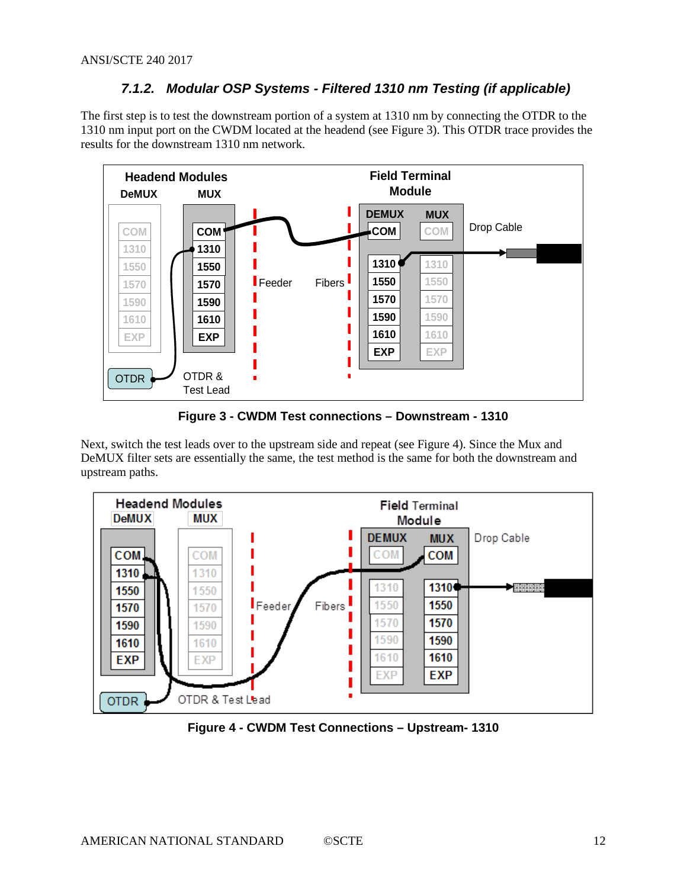### 7.1.2. Modular OSP Systems - Filtered 1310 nm Testing (if applicable)

The first step is to test the downstream portion of a system at 1310 nm by connecting the OTDR to the 1310 nm input port on the CWDM located at the headend (see Figure 3). This OTDR trace provides the results for the downstream 1310 nm network.

**Figure 3 - CWDM Test connections – Downstream - 1310**

Next, switch the test leads over to the upstream side and repeat (see Figure 4). Since the Mux and DeMUX filter sets are essentially the same, the test method is the same for both the downstream and upstream paths.

**Figure 4 - CWDM Test Connections – Upstream- 1310**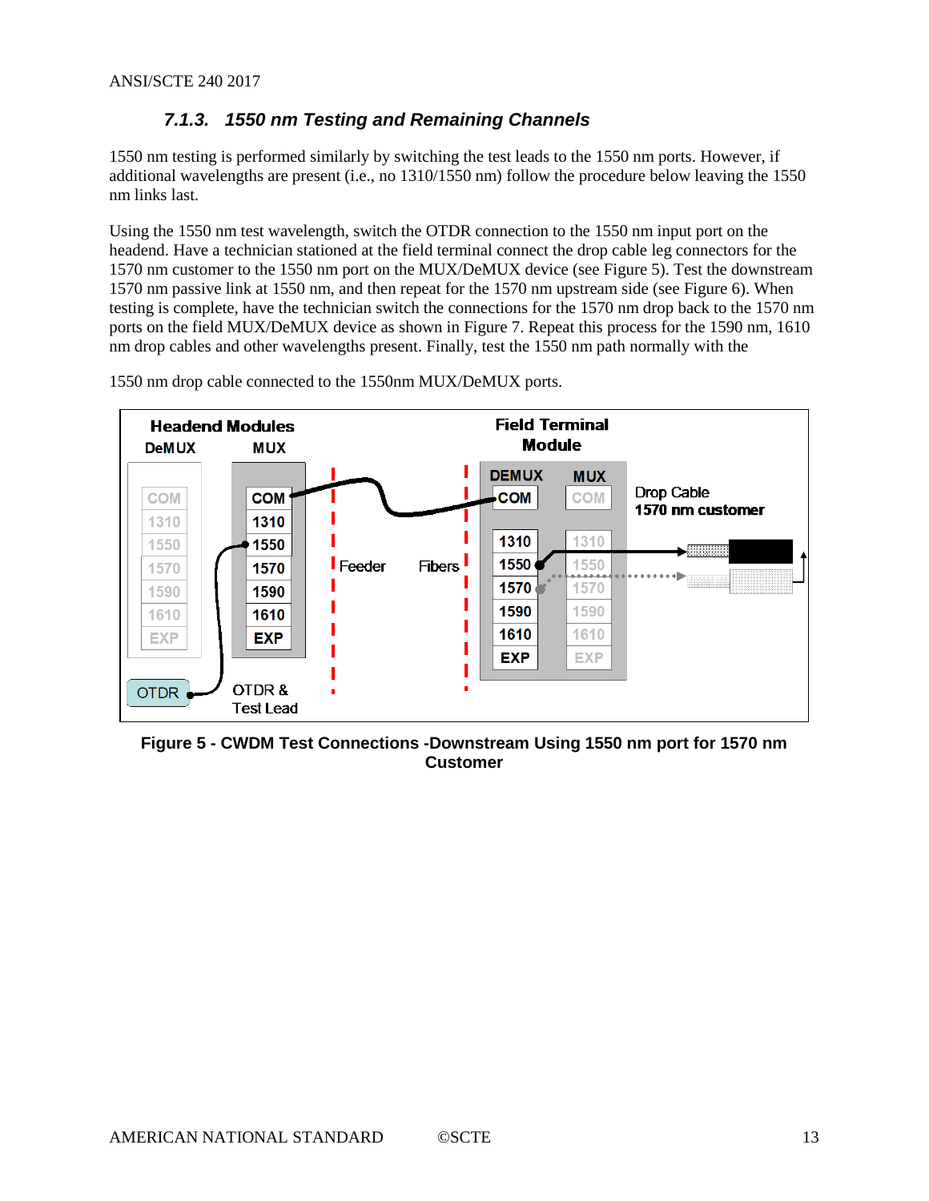### 7.1.3. 1550 nm Testing and Remaining Channels

1550 nm testing is performed similarly by switching the test leads to the 1550 nm ports. However, if additional wavelengths are present (i.e., no 1310/1550 nm) follow the procedure below leaving the 1550 nm links last.

Using the 1550 nm test wavelength, switch the OTDR connection to the 1550 nm input port on the headend. Have a technician stationed at the field terminal connect the drop cable leg connectors for the 1570 nm customer to the 1550 nm port on the MUX/DeMUX device (see Figure 5). Test the downstream 1570 nm passive link at 1550 nm, and then repeat for the 1570 nm upstream side (see Figure 6). When testing is complete, have the technician switch the connections for the 1570 nm drop back to the 1570 nm ports on the field MUX/DeMUX device as shown in Figure 7. Repeat this process for the 1590 nm, 1610 nm drop cables and other wavelengths present. Finally, test the 1550 nm path normally with the

1550 nm drop cable connected to the 1550nm MUX/DeMUX ports.

**Figure 5 - CWDM Test Connections -Downstream Using 1550 nm port for 1570 nm Customer**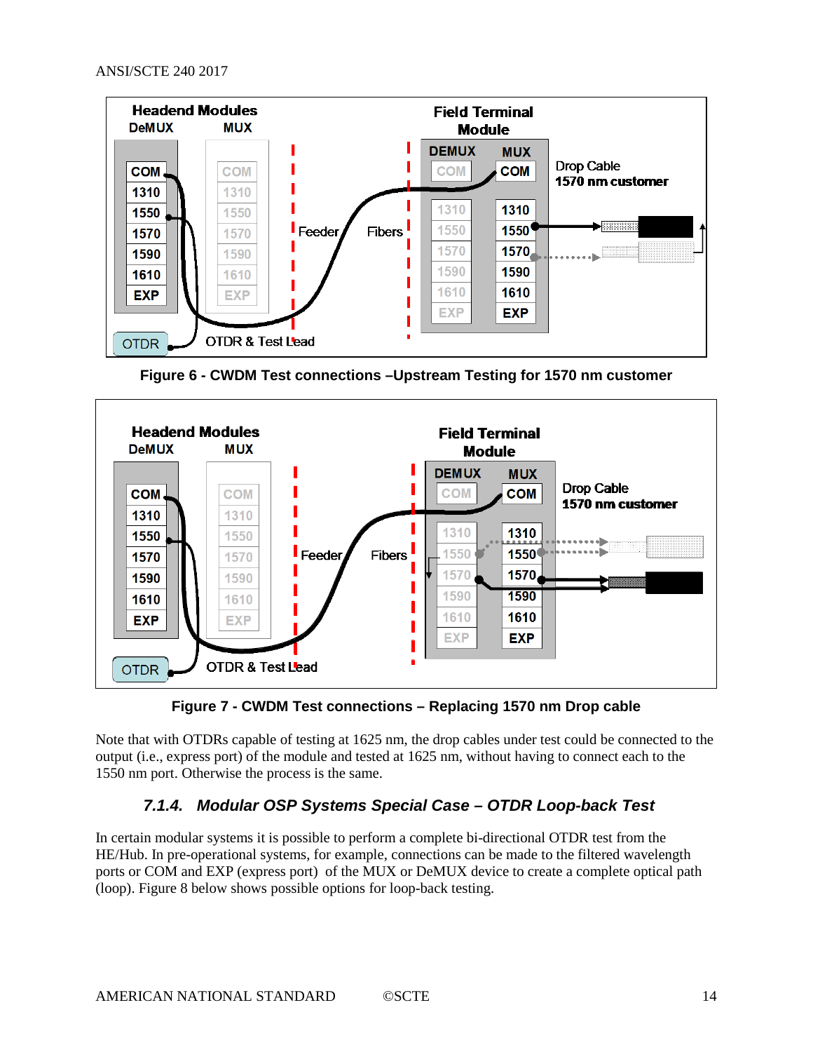Figure 6 - CWDM Test connections –Upstream Testing for 1570 nm customer

Figure 7 - CWDM Test connections – Replacing 1570 nm Drop cable

Note that with OTDRs capable of testing at 1625 nm, the drop cables under test could be connected to the output (i.e., express port) of the module and tested at 1625 nm, without having to connect each to the 1550 nm port. Otherwise the process is the same.

### *7.1.4. Modular OSP Systems Special Case – OTDR Loop-back Test*

In certain modular systems it is possible to perform a complete bi-directional OTDR test from the HE/Hub. In pre-operational systems, for example, connections can be made to the filtered wavelength ports or COM and EXP (express port) of the MUX or DeMUX device to create a complete optical path (loop). Figure 8 below shows possible options for loop-back testing.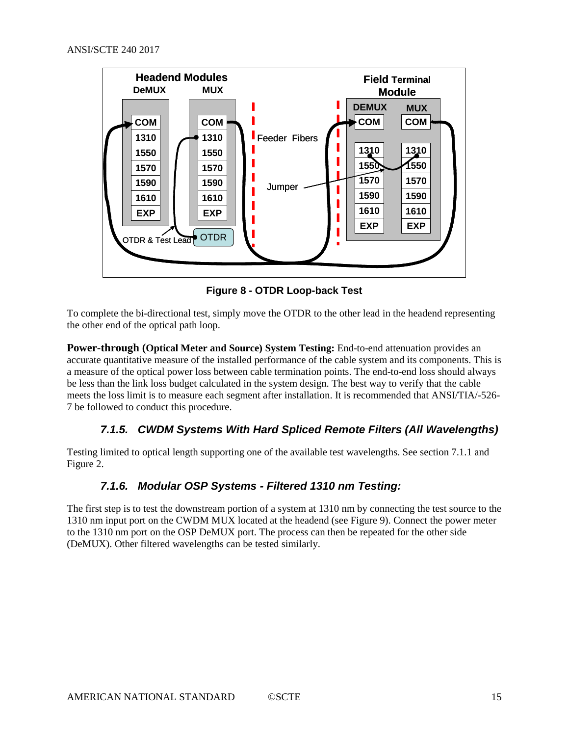**Figure 8 - OTDR Loop-back Test**

To complete the bi-directional test, simply move the OTDR to the other lead in the headend representing the other end of the optical path loop.

**Power-through (Optical Meter and Source) System Testing:** End-to-end attenuation provides an accurate quantitative measure of the installed performance of the cable system and its components. This is a measure of the optical power loss between cable termination points. The end-to-end loss should always be less than the link loss budget calculated in the system design. The best way to verify that the cable meets the loss limit is to measure each segment after installation. It is recommended that ANSI/TIA/-526-7 be followed to conduct this procedure.

### 7.1.5. CWDM Systems With Hard Spliced Remote Filters (All Wavelengths)

Testing limited to optical length supporting one of the available test wavelengths. See section 7.1.1 and Figure 2.

### 7.1.6. Modular OSP Systems - Filtered 1310 nm Testing:

The first step is to test the downstream portion of a system at 1310 nm by connecting the test source to the 1310 nm input port on the CWDM MUX located at the headend (see Figure 9). Connect the power meter to the 1310 nm port on the OSP DeMUX port. The process can then be repeated for the other side (DeMUX). Other filtered wavelengths can be tested similarly.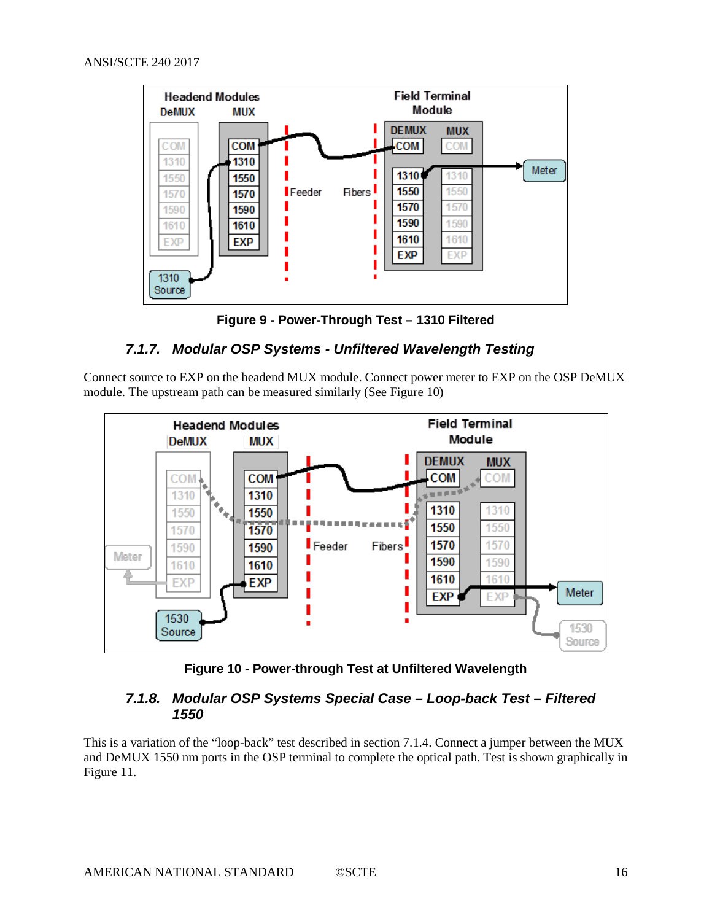Figure 9 - Power-Through Test – 1310 Filtered

### *7.1.7. Modular OSP Systems - Unfiltered Wavelength Testing*

Connect source to EXP on the headend MUX module. Connect power meter to EXP on the OSP DeMUX module. The upstream path can be measured similarly (See Figure 10)

Figure 10 - Power-through Test at Unfiltered Wavelength

### *7.1.8. Modular OSP Systems Special Case – Loop-back Test – Filtered 1550*

This is a variation of the "loop-back" test described in section 7.1.4. Connect a jumper between the MUX and DeMUX 1550 nm ports in the OSP terminal to complete the optical path. Test is shown graphically in Figure 11.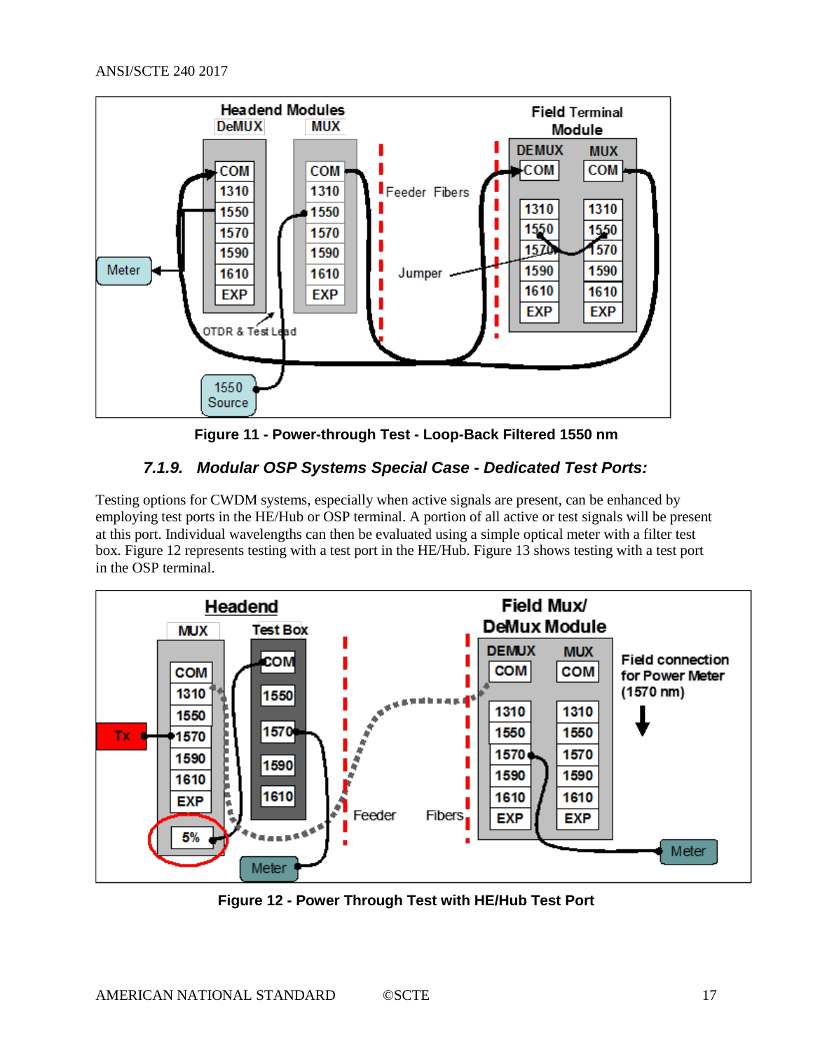Figure 11 - Power-through Test - Loop-Back Filtered 1550 nm

### 7.1.9. Modular OSP Systems Special Case - Dedicated Test Ports:

Testing options for CWDM systems, especially when active signals are present, can be enhanced by employing test ports in the HE/Hub or OSP terminal. A portion of all active or test signals will be present at this port. Individual wavelengths can then be evaluated using a simple optical meter with a filter test box. Figure 12 represents testing with a test port in the HE/Hub. Figure 13 shows testing with a test port in the OSP terminal.

Figure 12 - Power Through Test with HE/Hub Test Port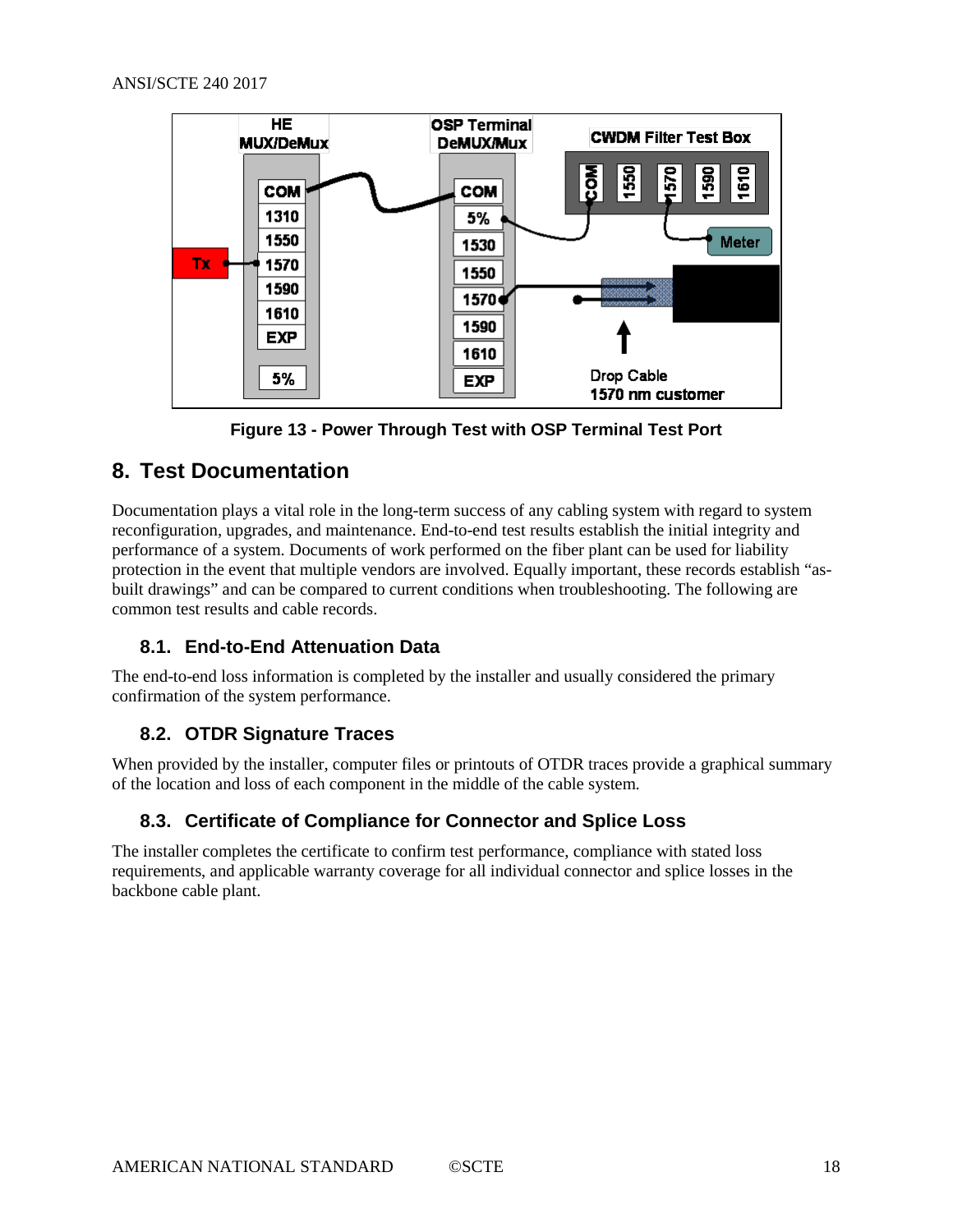HE
MUX/DeMux

COM
1310
1550
1570
1590
1610
EXP
5%

Tx

OSP Terminal
DeMUX/Mux

COM
5%
1530
1550
1570
1590
1610
EXP

CWDM Filter Test Box

COM
1550
1570
1590
1610

Meter

Drop Cable
1570 nm customer

**Figure 13 - Power Through Test with OSP Terminal Test Port**

## 8. Test Documentation

Documentation plays a vital role in the long-term success of any cabling system with regard to system reconfiguration, upgrades, and maintenance. End-to-end test results establish the initial integrity and performance of a system. Documents of work performed on the fiber plant can be used for liability protection in the event that multiple vendors are involved. Equally important, these records establish "as-built drawings" and can be compared to current conditions when troubleshooting. The following are common test results and cable records.

### 8.1. End-to-End Attenuation Data

The end-to-end loss information is completed by the installer and usually considered the primary confirmation of the system performance.

### 8.2. OTDR Signature Traces

When provided by the installer, computer files or printouts of OTDR traces provide a graphical summary of the location and loss of each component in the middle of the cable system.

### 8.3. Certificate of Compliance for Connector and Splice Loss

The installer completes the certificate to confirm test performance, compliance with stated loss requirements, and applicable warranty coverage for all individual connector and splice losses in the backbone cable plant.